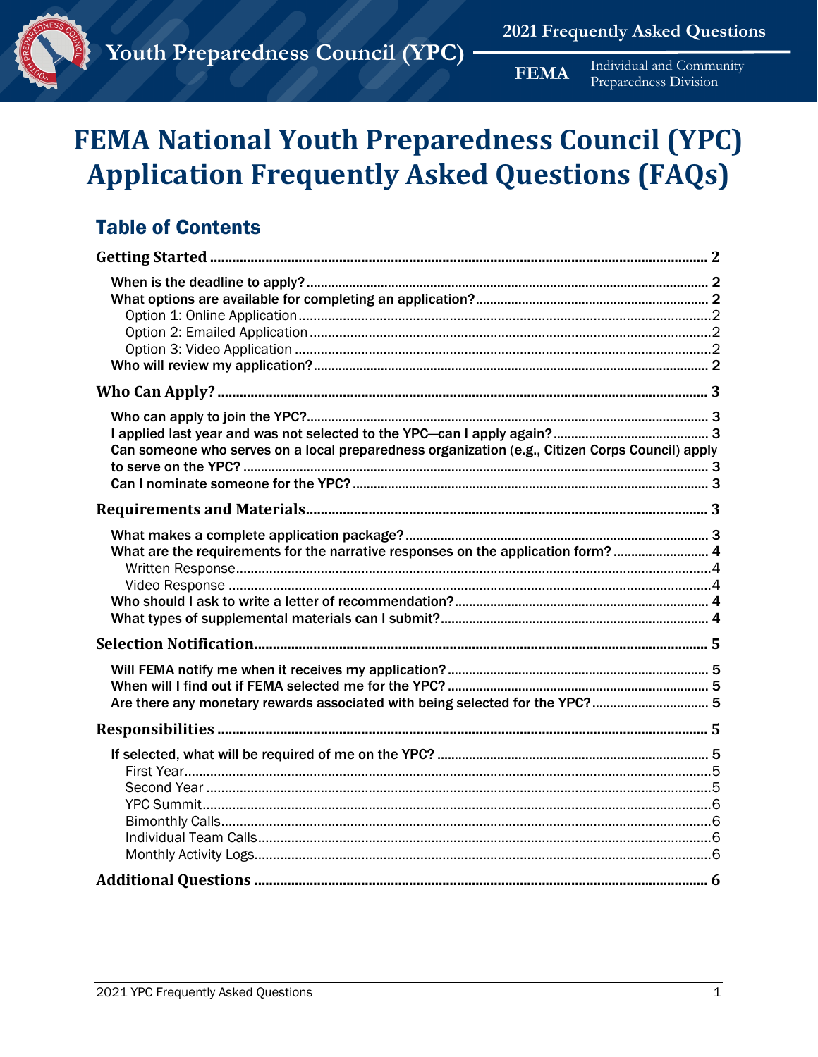# FEMA National Youth Preparedness Council (YPC) Application Frequently Asked Questions (FAQs)

## Table of Contents

**Getting Started** .......... 2

- **When is the deadline to apply?** .......... 2
- **What options are available for completing an application?** .......... 2
  - Option 1: Online Application .......... 2
  - Option 2: Emailed Application .......... 2
  - Option 3: Video Application .......... 2
- **Who will review my application?** .......... 2

**Who Can Apply?** .......... 3

- **Who can apply to join the YPC?** .......... 3
- **I applied last year and was not selected to the YPC—can I apply again?** .......... 3
- **Can someone who serves on a local preparedness organization (e.g., Citizen Corps Council) apply to serve on the YPC?** .......... 3
- **Can I nominate someone for the YPC?** .......... 3

**Requirements and Materials** .......... 3

- **What makes a complete application package?** .......... 3
- **What are the requirements for the narrative responses on the application form?** .......... 4
  - Written Response .......... 4
  - Video Response .......... 4
- **Who should I ask to write a letter of recommendation?** .......... 4
- **What types of supplemental materials can I submit?** .......... 4

**Selection Notification** .......... 5

- **Will FEMA notify me when it receives my application?** .......... 5
- **When will I find out if FEMA selected me for the YPC?** .......... 5
- **Are there any monetary rewards associated with being selected for the YPC?** .......... 5

**Responsibilities** .......... 5

- **If selected, what will be required of me on the YPC?** .......... 5
  - First Year .......... 5
  - Second Year .......... 5
  - YPC Summit .......... 6
  - Bimonthly Calls .......... 6
  - Individual Team Calls .......... 6
  - Monthly Activity Logs .......... 6

**Additional Questions** .......... 6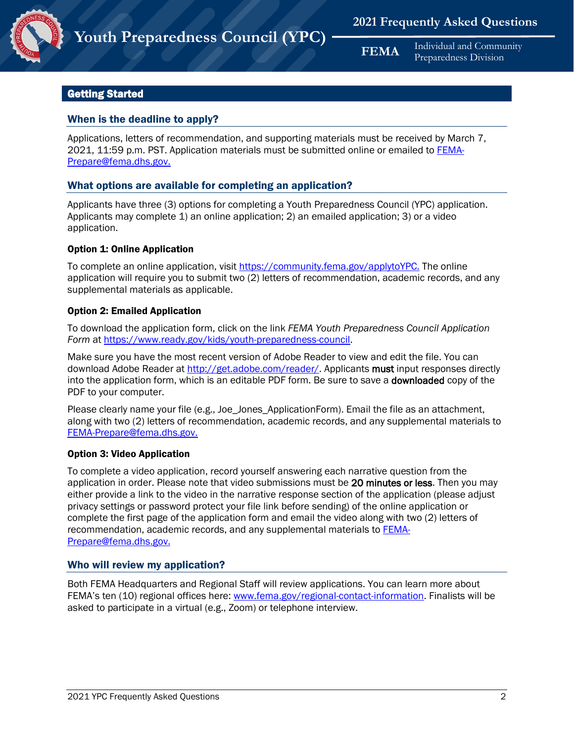## Getting Started

### When is the deadline to apply?

Applications, letters of recommendation, and supporting materials must be received by March 7, 2021, 11:59 p.m. PST. Application materials must be submitted online or emailed to FEMA-Prepare@fema.dhs.gov.

### What options are available for completing an application?

Applicants have three (3) options for completing a Youth Preparedness Council (YPC) application. Applicants may complete 1) an online application; 2) an emailed application; 3) or a video application.

#### Option 1: Online Application

To complete an online application, visit https://community.fema.gov/applytoYPC. The online application will require you to submit two (2) letters of recommendation, academic records, and any supplemental materials as applicable.

#### Option 2: Emailed Application

To download the application form, click on the link *FEMA Youth Preparedness Council Application Form* at https://www.ready.gov/kids/youth-preparedness-council.

Make sure you have the most recent version of Adobe Reader to view and edit the file. You can download Adobe Reader at http://get.adobe.com/reader/. Applicants **must** input responses directly into the application form, which is an editable PDF form. Be sure to save a **downloaded** copy of the PDF to your computer.

Please clearly name your file (e.g., Joe_Jones_ApplicationForm). Email the file as an attachment, along with two (2) letters of recommendation, academic records, and any supplemental materials to FEMA-Prepare@fema.dhs.gov.

#### Option 3: Video Application

To complete a video application, record yourself answering each narrative question from the application in order. Please note that video submissions must be **20 minutes or less**. Then you may either provide a link to the video in the narrative response section of the application (please adjust privacy settings or password protect your file link before sending) of the online application or complete the first page of the application form and email the video along with two (2) letters of recommendation, academic records, and any supplemental materials to FEMA-Prepare@fema.dhs.gov.

### Who will review my application?

Both FEMA Headquarters and Regional Staff will review applications. You can learn more about FEMA's ten (10) regional offices here: www.fema.gov/regional-contact-information. Finalists will be asked to participate in a virtual (e.g., Zoom) or telephone interview.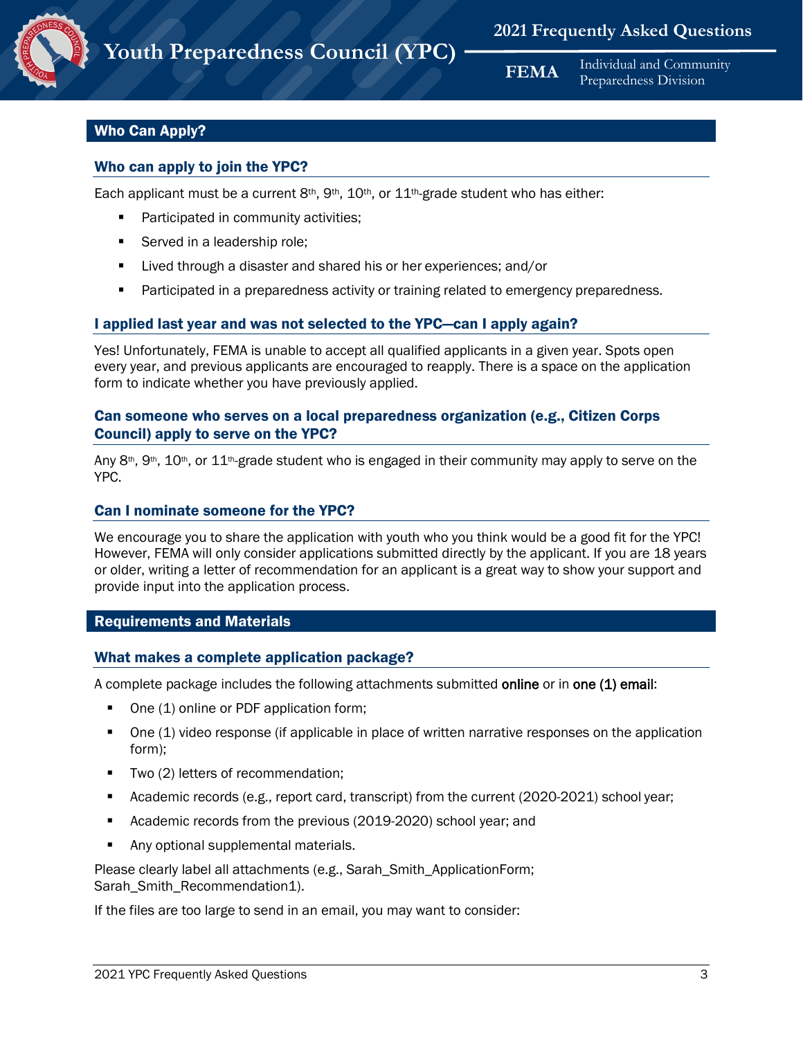## Who Can Apply?

### Who can apply to join the YPC?

Each applicant must be a current 8th, 9th, 10th, or 11th-grade student who has either:

- Participated in community activities;
- Served in a leadership role;
- Lived through a disaster and shared his or her experiences; and/or
- Participated in a preparedness activity or training related to emergency preparedness.

### I applied last year and was not selected to the YPC—can I apply again?

Yes! Unfortunately, FEMA is unable to accept all qualified applicants in a given year. Spots open every year, and previous applicants are encouraged to reapply. There is a space on the application form to indicate whether you have previously applied.

### Can someone who serves on a local preparedness organization (e.g., Citizen Corps Council) apply to serve on the YPC?

Any 8th, 9th, 10th, or 11th-grade student who is engaged in their community may apply to serve on the YPC.

### Can I nominate someone for the YPC?

We encourage you to share the application with youth who you think would be a good fit for the YPC! However, FEMA will only consider applications submitted directly by the applicant. If you are 18 years or older, writing a letter of recommendation for an applicant is a great way to show your support and provide input into the application process.

## Requirements and Materials

### What makes a complete application package?

A complete package includes the following attachments submitted online or in one (1) email:

- One (1) online or PDF application form;
- One (1) video response (if applicable in place of written narrative responses on the application form);
- Two (2) letters of recommendation;
- Academic records (e.g., report card, transcript) from the current (2020-2021) school year;
- Academic records from the previous (2019-2020) school year; and
- Any optional supplemental materials.

Please clearly label all attachments (e.g., Sarah_Smith_ApplicationForm; Sarah_Smith_Recommendation1).

If the files are too large to send in an email, you may want to consider: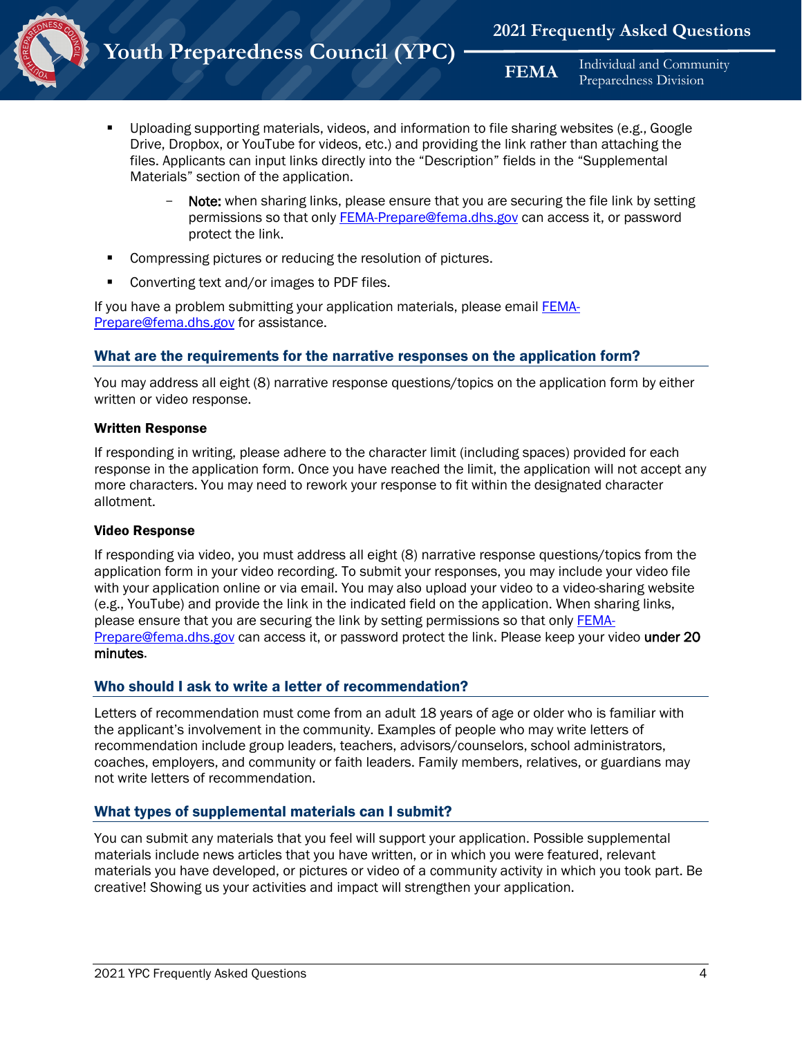- Uploading supporting materials, videos, and information to file sharing websites (e.g., Google Drive, Dropbox, or YouTube for videos, etc.) and providing the link rather than attaching the files. Applicants can input links directly into the "Description" fields in the "Supplemental Materials" section of the application.
  - **Note:** when sharing links, please ensure that you are securing the file link by setting permissions so that only FEMA-Prepare@fema.dhs.gov can access it, or password protect the link.
- Compressing pictures or reducing the resolution of pictures.
- Converting text and/or images to PDF files.

If you have a problem submitting your application materials, please email FEMA-Prepare@fema.dhs.gov for assistance.

## What are the requirements for the narrative responses on the application form?

You may address all eight (8) narrative response questions/topics on the application form by either written or video response.

**Written Response**

If responding in writing, please adhere to the character limit (including spaces) provided for each response in the application form. Once you have reached the limit, the application will not accept any more characters. You may need to rework your response to fit within the designated character allotment.

**Video Response**

If responding via video, you must address all eight (8) narrative response questions/topics from the application form in your video recording. To submit your responses, you may include your video file with your application online or via email. You may also upload your video to a video-sharing website (e.g., YouTube) and provide the link in the indicated field on the application. When sharing links, please ensure that you are securing the link by setting permissions so that only FEMA-Prepare@fema.dhs.gov can access it, or password protect the link. Please keep your video **under 20 minutes**.

## Who should I ask to write a letter of recommendation?

Letters of recommendation must come from an adult 18 years of age or older who is familiar with the applicant's involvement in the community. Examples of people who may write letters of recommendation include group leaders, teachers, advisors/counselors, school administrators, coaches, employers, and community or faith leaders. Family members, relatives, or guardians may not write letters of recommendation.

## What types of supplemental materials can I submit?

You can submit any materials that you feel will support your application. Possible supplemental materials include news articles that you have written, or in which you were featured, relevant materials you have developed, or pictures or video of a community activity in which you took part. Be creative! Showing us your activities and impact will strengthen your application.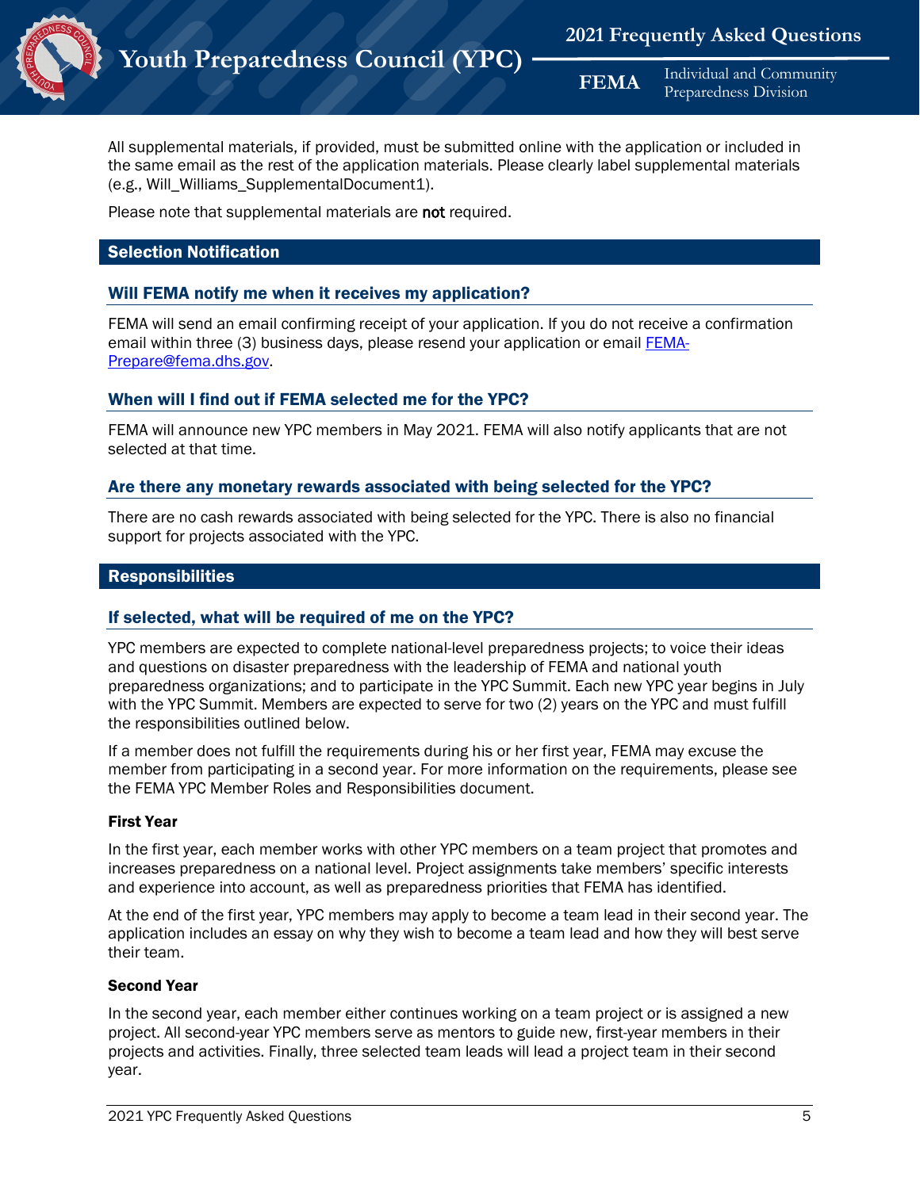All supplemental materials, if provided, must be submitted online with the application or included in the same email as the rest of the application materials. Please clearly label supplemental materials (e.g., Will_Williams_SupplementalDocument1).

Please note that supplemental materials are **not** required.

## Selection Notification

### Will FEMA notify me when it receives my application?

FEMA will send an email confirming receipt of your application. If you do not receive a confirmation email within three (3) business days, please resend your application or email [FEMA-Prepare@fema.dhs.gov](mailto:FEMA-Prepare@fema.dhs.gov).

### When will I find out if FEMA selected me for the YPC?

FEMA will announce new YPC members in May 2021. FEMA will also notify applicants that are not selected at that time.

### Are there any monetary rewards associated with being selected for the YPC?

There are no cash rewards associated with being selected for the YPC. There is also no financial support for projects associated with the YPC.

## Responsibilities

### If selected, what will be required of me on the YPC?

YPC members are expected to complete national-level preparedness projects; to voice their ideas and questions on disaster preparedness with the leadership of FEMA and national youth preparedness organizations; and to participate in the YPC Summit. Each new YPC year begins in July with the YPC Summit. Members are expected to serve for two (2) years on the YPC and must fulfill the responsibilities outlined below.

If a member does not fulfill the requirements during his or her first year, FEMA may excuse the member from participating in a second year. For more information on the requirements, please see the FEMA YPC Member Roles and Responsibilities document.

#### First Year

In the first year, each member works with other YPC members on a team project that promotes and increases preparedness on a national level. Project assignments take members' specific interests and experience into account, as well as preparedness priorities that FEMA has identified.

At the end of the first year, YPC members may apply to become a team lead in their second year. The application includes an essay on why they wish to become a team lead and how they will best serve their team.

#### Second Year

In the second year, each member either continues working on a team project or is assigned a new project. All second-year YPC members serve as mentors to guide new, first-year members in their projects and activities. Finally, three selected team leads will lead a project team in their second year.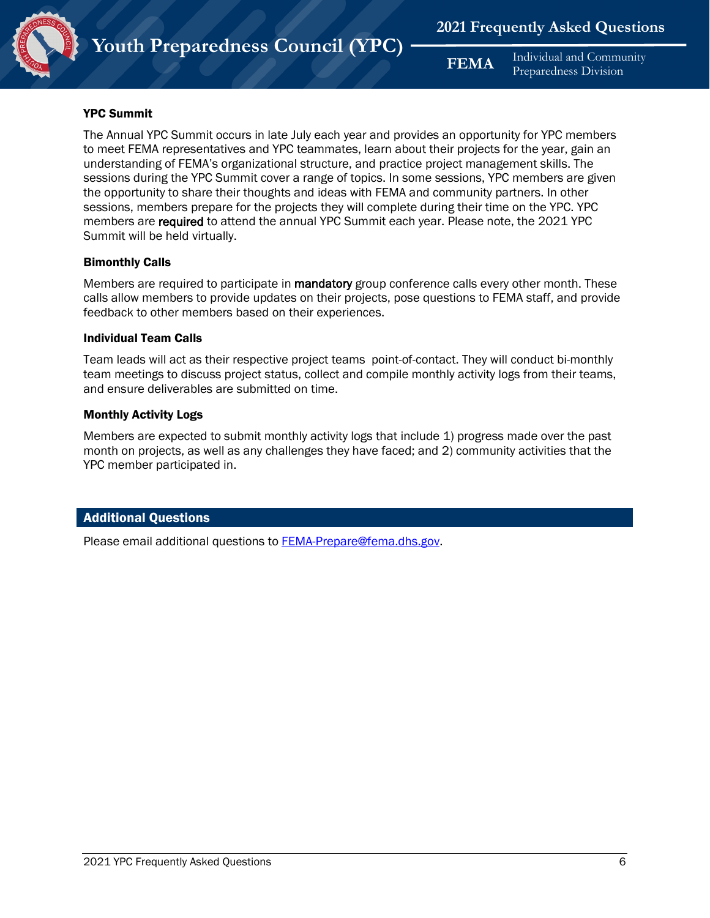### YPC Summit

The Annual YPC Summit occurs in late July each year and provides an opportunity for YPC members to meet FEMA representatives and YPC teammates, learn about their projects for the year, gain an understanding of FEMA's organizational structure, and practice project management skills. The sessions during the YPC Summit cover a range of topics. In some sessions, YPC members are given the opportunity to share their thoughts and ideas with FEMA and community partners. In other sessions, members prepare for the projects they will complete during their time on the YPC. YPC members are **required** to attend the annual YPC Summit each year. Please note, the 2021 YPC Summit will be held virtually.

### Bimonthly Calls

Members are required to participate in **mandatory** group conference calls every other month. These calls allow members to provide updates on their projects, pose questions to FEMA staff, and provide feedback to other members based on their experiences.

### Individual Team Calls

Team leads will act as their respective project teams point-of-contact. They will conduct bi-monthly team meetings to discuss project status, collect and compile monthly activity logs from their teams, and ensure deliverables are submitted on time.

### Monthly Activity Logs

Members are expected to submit monthly activity logs that include 1) progress made over the past month on projects, as well as any challenges they have faced; and 2) community activities that the YPC member participated in.

## Additional Questions

Please email additional questions to [FEMA-Prepare@fema.dhs.gov](mailto:FEMA-Prepare@fema.dhs.gov).